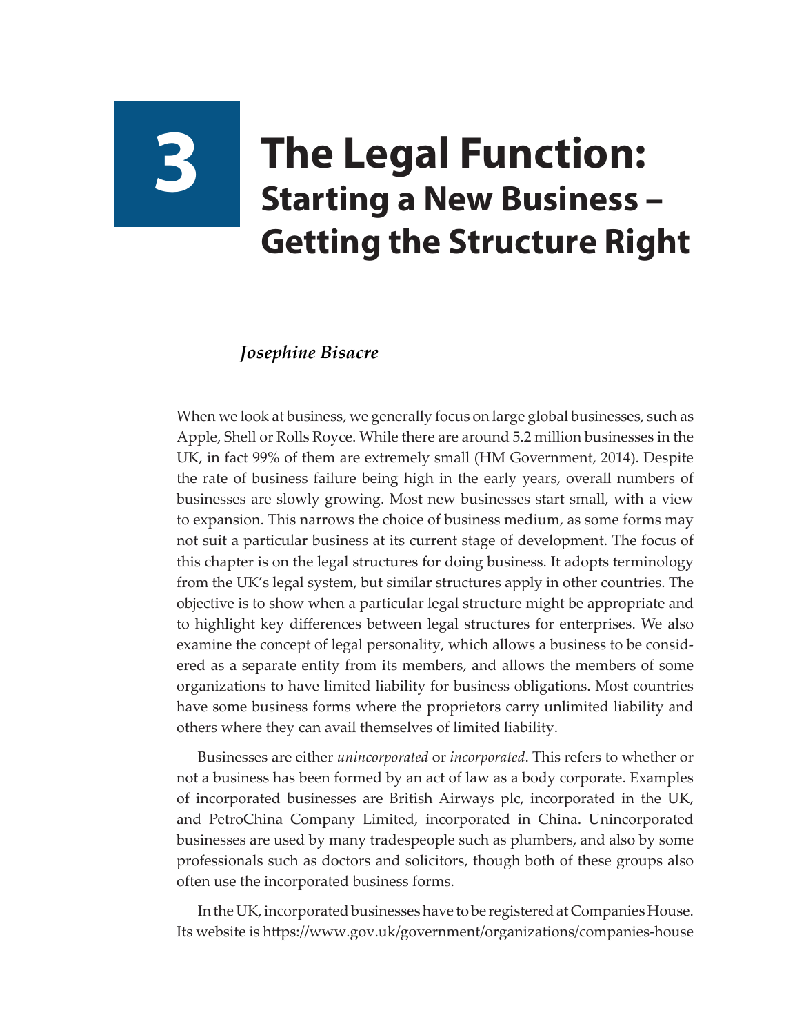# 3 The Legal Function: Starting a New Business – Getting the Structure Right

*Josephine Bisacre*

When we look at business, we generally focus on large global businesses, such as Apple, Shell or Rolls Royce. While there are around 5.2 million businesses in the UK, in fact 99% of them are extremely small (HM Government, 2014). Despite the rate of business failure being high in the early years, overall numbers of businesses are slowly growing. Most new businesses start small, with a view to expansion. This narrows the choice of business medium, as some forms may not suit a particular business at its current stage of development. The focus of this chapter is on the legal structures for doing business. It adopts terminology from the UK's legal system, but similar structures apply in other countries. The objective is to show when a particular legal structure might be appropriate and to highlight key differences between legal structures for enterprises. We also examine the concept of legal personality, which allows a business to be considered as a separate entity from its members, and allows the members of some organizations to have limited liability for business obligations. Most countries have some business forms where the proprietors carry unlimited liability and others where they can avail themselves of limited liability.

Businesses are either *unincorporated* or *incorporated*. This refers to whether or not a business has been formed by an act of law as a body corporate. Examples of incorporated businesses are British Airways plc, incorporated in the UK, and PetroChina Company Limited, incorporated in China. Unincorporated businesses are used by many tradespeople such as plumbers, and also by some professionals such as doctors and solicitors, though both of these groups also often use the incorporated business forms.

In the UK, incorporated businesses have to be registered at Companies House. Its website is https://www.gov.uk/government/organizations/companies-house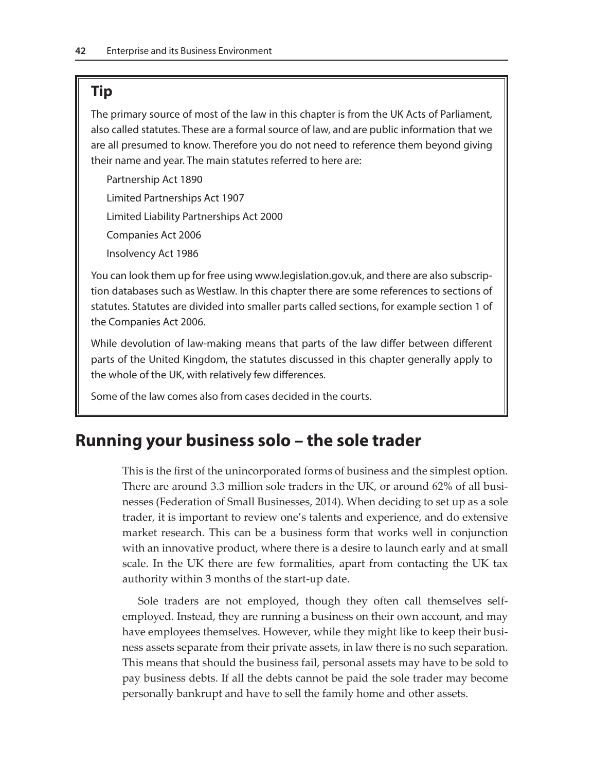## Tip

The primary source of most of the law in this chapter is from the UK Acts of Parliament, also called statutes. These are a formal source of law, and are public information that we are all presumed to know. Therefore you do not need to reference them beyond giving their name and year. The main statutes referred to here are:

Partnership Act 1890

Limited Partnerships Act 1907

Limited Liability Partnerships Act 2000

Companies Act 2006

Insolvency Act 1986

You can look them up for free using www.legislation.gov.uk, and there are also subscription databases such as Westlaw. In this chapter there are some references to sections of statutes. Statutes are divided into smaller parts called sections, for example section 1 of the Companies Act 2006.

While devolution of law-making means that parts of the law differ between different parts of the United Kingdom, the statutes discussed in this chapter generally apply to the whole of the UK, with relatively few differences.

Some of the law comes also from cases decided in the courts.

# Running your business solo – the sole trader

This is the first of the unincorporated forms of business and the simplest option. There are around 3.3 million sole traders in the UK, or around 62% of all businesses (Federation of Small Businesses, 2014). When deciding to set up as a sole trader, it is important to review one's talents and experience, and do extensive market research. This can be a business form that works well in conjunction with an innovative product, where there is a desire to launch early and at small scale. In the UK there are few formalities, apart from contacting the UK tax authority within 3 months of the start-up date.

Sole traders are not employed, though they often call themselves self-employed. Instead, they are running a business on their own account, and may have employees themselves. However, while they might like to keep their business assets separate from their private assets, in law there is no such separation. This means that should the business fail, personal assets may have to be sold to pay business debts. If all the debts cannot be paid the sole trader may become personally bankrupt and have to sell the family home and other assets.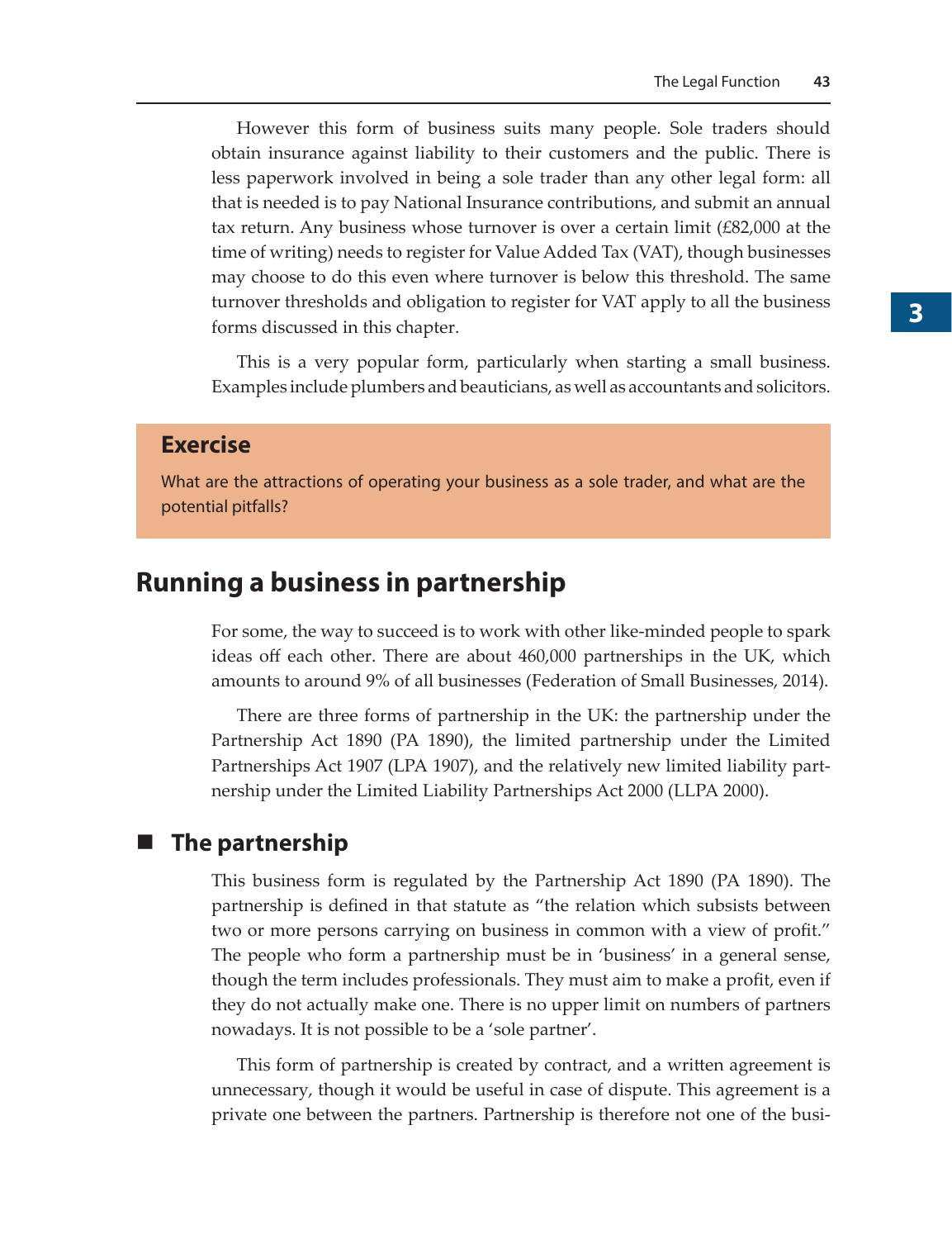However this form of business suits many people. Sole traders should obtain insurance against liability to their customers and the public. There is less paperwork involved in being a sole trader than any other legal form: all that is needed is to pay National Insurance contributions, and submit an annual tax return. Any business whose turnover is over a certain limit (£82,000 at the time of writing) needs to register for Value Added Tax (VAT), though businesses may choose to do this even where turnover is below this threshold. The same turnover thresholds and obligation to register for VAT apply to all the business forms discussed in this chapter.

This is a very popular form, particularly when starting a small business. Examples include plumbers and beauticians, as well as accountants and solicitors.

> **Exercise**
>
> What are the attractions of operating your business as a sole trader, and what are the potential pitfalls?

## Running a business in partnership

For some, the way to succeed is to work with other like-minded people to spark ideas off each other. There are about 460,000 partnerships in the UK, which amounts to around 9% of all businesses (Federation of Small Businesses, 2014).

There are three forms of partnership in the UK: the partnership under the Partnership Act 1890 (PA 1890), the limited partnership under the Limited Partnerships Act 1907 (LPA 1907), and the relatively new limited liability partnership under the Limited Liability Partnerships Act 2000 (LLPA 2000).

### The partnership

This business form is regulated by the Partnership Act 1890 (PA 1890). The partnership is defined in that statute as "the relation which subsists between two or more persons carrying on business in common with a view of profit." The people who form a partnership must be in 'business' in a general sense, though the term includes professionals. They must aim to make a profit, even if they do not actually make one. There is no upper limit on numbers of partners nowadays. It is not possible to be a 'sole partner'.

This form of partnership is created by contract, and a written agreement is unnecessary, though it would be useful in case of dispute. This agreement is a private one between the partners. Partnership is therefore not one of the busi-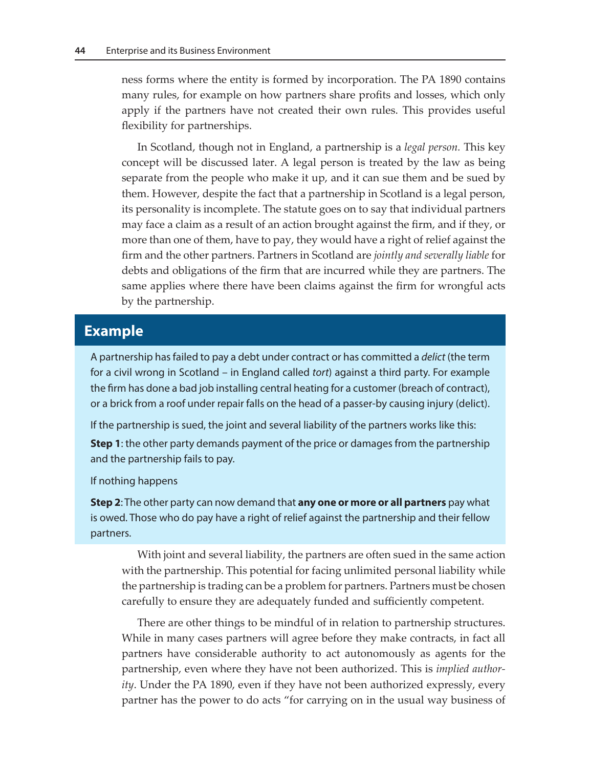ness forms where the entity is formed by incorporation. The PA 1890 contains many rules, for example on how partners share profits and losses, which only apply if the partners have not created their own rules. This provides useful flexibility for partnerships.

In Scotland, though not in England, a partnership is a *legal person*. This key concept will be discussed later. A legal person is treated by the law as being separate from the people who make it up, and it can sue them and be sued by them. However, despite the fact that a partnership in Scotland is a legal person, its personality is incomplete. The statute goes on to say that individual partners may face a claim as a result of an action brought against the firm, and if they, or more than one of them, have to pay, they would have a right of relief against the firm and the other partners. Partners in Scotland are *jointly and severally liable* for debts and obligations of the firm that are incurred while they are partners. The same applies where there have been claims against the firm for wrongful acts by the partnership.

## Example

A partnership has failed to pay a debt under contract or has committed a *delict* (the term for a civil wrong in Scotland – in England called *tort*) against a third party. For example the firm has done a bad job installing central heating for a customer (breach of contract), or a brick from a roof under repair falls on the head of a passer-by causing injury (delict).

If the partnership is sued, the joint and several liability of the partners works like this:

**Step 1**: the other party demands payment of the price or damages from the partnership and the partnership fails to pay.

If nothing happens

**Step 2**: The other party can now demand that **any one or more or all partners** pay what is owed. Those who do pay have a right of relief against the partnership and their fellow partners.

With joint and several liability, the partners are often sued in the same action with the partnership. This potential for facing unlimited personal liability while the partnership is trading can be a problem for partners. Partners must be chosen carefully to ensure they are adequately funded and sufficiently competent.

There are other things to be mindful of in relation to partnership structures. While in many cases partners will agree before they make contracts, in fact all partners have considerable authority to act autonomously as agents for the partnership, even where they have not been authorized. This is *implied authority*. Under the PA 1890, even if they have not been authorized expressly, every partner has the power to do acts "for carrying on in the usual way business of